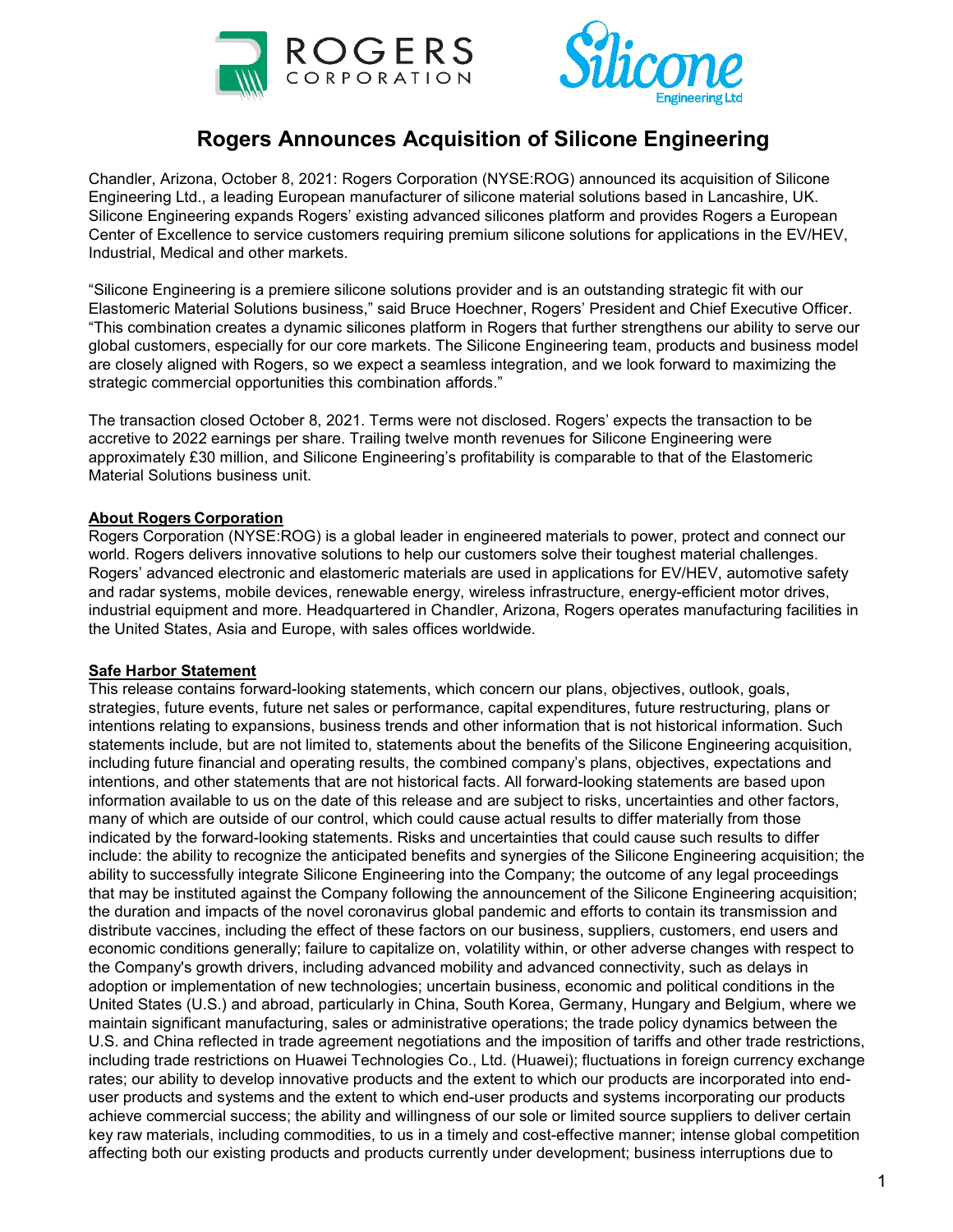# Rogers Announces Acquisition of Silicone Engineering

Chandler, Arizona, October 8, 2021: Rogers Corporation (NYSE:ROG) announced its acquisition of Silicone Engineering Ltd., a leading European manufacturer of silicone material solutions based in Lancashire, UK. Silicone Engineering expands Rogers' existing advanced silicones platform and provides Rogers a European Center of Excellence to service customers requiring premium silicone solutions for applications in the EV/HEV, Industrial, Medical and other markets.

"Silicone Engineering is a premiere silicone solutions provider and is an outstanding strategic fit with our Elastomeric Material Solutions business," said Bruce Hoechner, Rogers' President and Chief Executive Officer. "This combination creates a dynamic silicones platform in Rogers that further strengthens our ability to serve our global customers, especially for our core markets. The Silicone Engineering team, products and business model are closely aligned with Rogers, so we expect a seamless integration, and we look forward to maximizing the strategic commercial opportunities this combination affords."

The transaction closed October 8, 2021. Terms were not disclosed. Rogers' expects the transaction to be accretive to 2022 earnings per share. Trailing twelve month revenues for Silicone Engineering were approximately £30 million, and Silicone Engineering's profitability is comparable to that of the Elastomeric Material Solutions business unit.

**About Rogers Corporation**

Rogers Corporation (NYSE:ROG) is a global leader in engineered materials to power, protect and connect our world. Rogers delivers innovative solutions to help our customers solve their toughest material challenges. Rogers' advanced electronic and elastomeric materials are used in applications for EV/HEV, automotive safety and radar systems, mobile devices, renewable energy, wireless infrastructure, energy-efficient motor drives, industrial equipment and more. Headquartered in Chandler, Arizona, Rogers operates manufacturing facilities in the United States, Asia and Europe, with sales offices worldwide.

**Safe Harbor Statement**

This release contains forward-looking statements, which concern our plans, objectives, outlook, goals, strategies, future events, future net sales or performance, capital expenditures, future restructuring, plans or intentions relating to expansions, business trends and other information that is not historical information. Such statements include, but are not limited to, statements about the benefits of the Silicone Engineering acquisition, including future financial and operating results, the combined company's plans, objectives, expectations and intentions, and other statements that are not historical facts. All forward-looking statements are based upon information available to us on the date of this release and are subject to risks, uncertainties and other factors, many of which are outside of our control, which could cause actual results to differ materially from those indicated by the forward-looking statements. Risks and uncertainties that could cause such results to differ include: the ability to recognize the anticipated benefits and synergies of the Silicone Engineering acquisition; the ability to successfully integrate Silicone Engineering into the Company; the outcome of any legal proceedings that may be instituted against the Company following the announcement of the Silicone Engineering acquisition; the duration and impacts of the novel coronavirus global pandemic and efforts to contain its transmission and distribute vaccines, including the effect of these factors on our business, suppliers, customers, end users and economic conditions generally; failure to capitalize on, volatility within, or other adverse changes with respect to the Company's growth drivers, including advanced mobility and advanced connectivity, such as delays in adoption or implementation of new technologies; uncertain business, economic and political conditions in the United States (U.S.) and abroad, particularly in China, South Korea, Germany, Hungary and Belgium, where we maintain significant manufacturing, sales or administrative operations; the trade policy dynamics between the U.S. and China reflected in trade agreement negotiations and the imposition of tariffs and other trade restrictions, including trade restrictions on Huawei Technologies Co., Ltd. (Huawei); fluctuations in foreign currency exchange rates; our ability to develop innovative products and the extent to which our products are incorporated into end-user products and systems and the extent to which end-user products and systems incorporating our products achieve commercial success; the ability and willingness of our sole or limited source suppliers to deliver certain key raw materials, including commodities, to us in a timely and cost-effective manner; intense global competition affecting both our existing products and products currently under development; business interruptions due to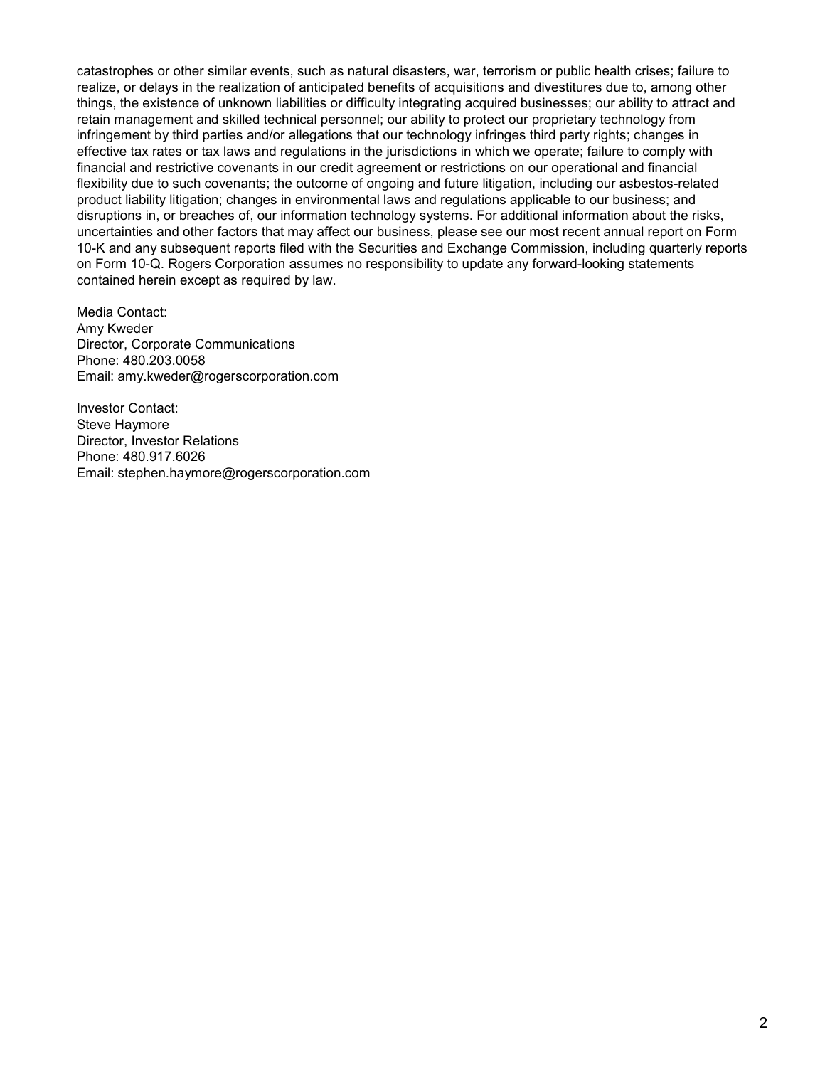catastrophes or other similar events, such as natural disasters, war, terrorism or public health crises; failure to realize, or delays in the realization of anticipated benefits of acquisitions and divestitures due to, among other things, the existence of unknown liabilities or difficulty integrating acquired businesses; our ability to attract and retain management and skilled technical personnel; our ability to protect our proprietary technology from infringement by third parties and/or allegations that our technology infringes third party rights; changes in effective tax rates or tax laws and regulations in the jurisdictions in which we operate; failure to comply with financial and restrictive covenants in our credit agreement or restrictions on our operational and financial flexibility due to such covenants; the outcome of ongoing and future litigation, including our asbestos-related product liability litigation; changes in environmental laws and regulations applicable to our business; and disruptions in, or breaches of, our information technology systems. For additional information about the risks, uncertainties and other factors that may affect our business, please see our most recent annual report on Form 10-K and any subsequent reports filed with the Securities and Exchange Commission, including quarterly reports on Form 10-Q. Rogers Corporation assumes no responsibility to update any forward-looking statements contained herein except as required by law.

Media Contact:
Amy Kweder
Director, Corporate Communications
Phone: 480.203.0058
Email: amy.kweder@rogerscorporation.com

Investor Contact:
Steve Haymore
Director, Investor Relations
Phone: 480.917.6026
Email: stephen.haymore@rogerscorporation.com